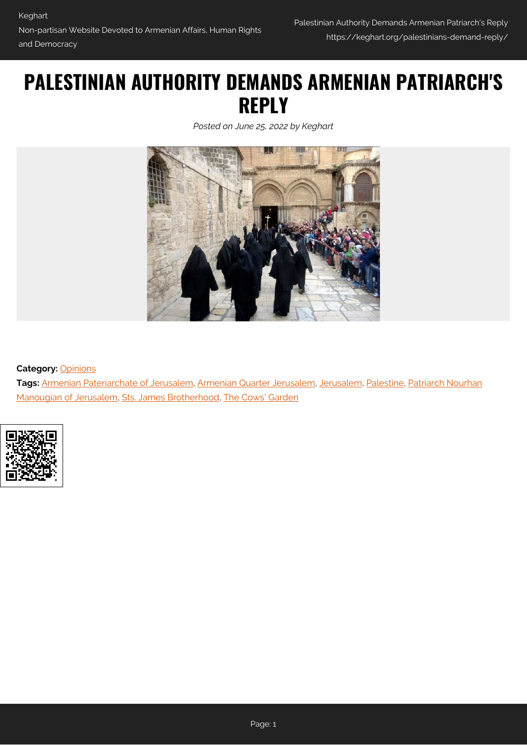# PALESTINIAN AUTHORITY DEMANDS ARMENIAN PATRIARCH'S REPLY

*Posted on June 25, 2022 by Keghart*

**Category:** Opinions

**Tags:** Armenian Pateriarchate of Jerusalem, Armenian Quarter Jerusalem, Jerusalem, Palestine, Patriarch Nourhan Manougian of Jerusalem, Sts. James Brotherhood, The Cows' Garden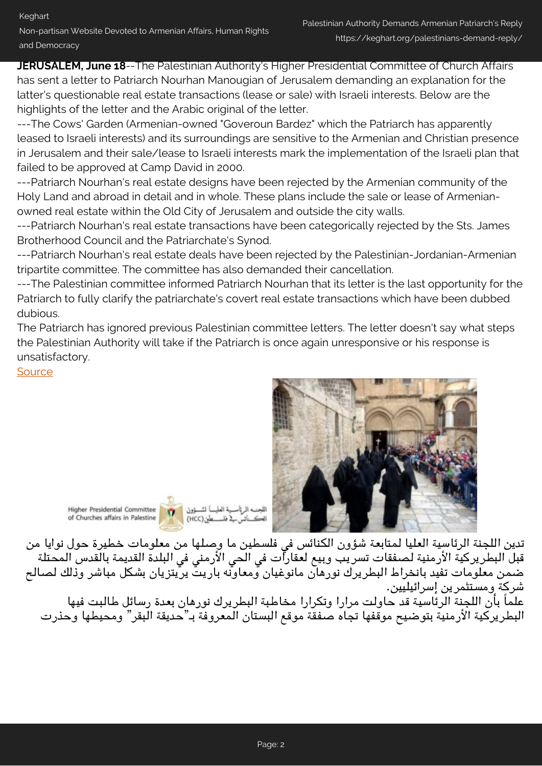**JERUSALEM, June 18**--The Palestinian Authority's Higher Presidential Committee of Church Affairs has sent a letter to Patriarch Nourhan Manougian of Jerusalem demanding an explanation for the latter's questionable real estate transactions (lease or sale) with Israeli interests. Below are the highlights of the letter and the Arabic original of the letter.

---The Cows' Garden (Armenian-owned "Goveroun Bardez" which the Patriarch has apparently leased to Israeli interests) and its surroundings are sensitive to the Armenian and Christian presence in Jerusalem and their sale/lease to Israeli interests mark the implementation of the Israeli plan that failed to be approved at Camp David in 2000.

---Patriarch Nourhan's real estate designs have been rejected by the Armenian community of the Holy Land and abroad in detail and in whole. These plans include the sale or lease of Armenian-owned real estate within the Old City of Jerusalem and outside the city walls.

---Patriarch Nourhan's real estate transactions have been categorically rejected by the Sts. James Brotherhood Council and the Patriarchate's Synod.

---Patriarch Nourhan's real estate deals have been rejected by the Palestinian-Jordanian-Armenian tripartite committee. The committee has also demanded their cancellation.

---The Palestinian committee informed Patriarch Nourhan that its letter is the last opportunity for the Patriarch to fully clarify the patriarchate's covert real estate transactions which have been dubbed dubious.

The Patriarch has ignored previous Palestinian committee letters. The letter doesn't say what steps the Palestinian Authority will take if the Patriarch is once again unresponsive or his response is unsatisfactory.

Source

Higher Presidential Committee of Churches affairs in Palestine

اللجنة الرئاسية العليا لشؤون الكنائس في فلسطين (HCC)

تدين اللجنة الرئاسية العليا لمتابعة شؤون الكنائس في فلسطين ما وصلها من معلومات خطيرة حول نوايا من قبل البطريركية الأرمنية لصفقات تسريب وبيع لعقارات في الحي الأرمني في البلدة القديمة بالقدس المحتلة ضمن معلومات تفيد بانخراط البطريرك نورهان مانوغيان ومعاونه باريت يريتزيان بشكل مباشر وذلك لصالح شركة ومستثمرين إسرائيليين.

علماً بأن اللجنة الرئاسية قد حاولت مرارا وتكرارا مخاطبة البطريرك نورهان بعدة رسائل طالبت فيها البطريركية الأرمنية بتوضيح موقفها تجاه صفقة موقع البستان المعروفة بـ"حديقة البقر" ومحيطها وحذرت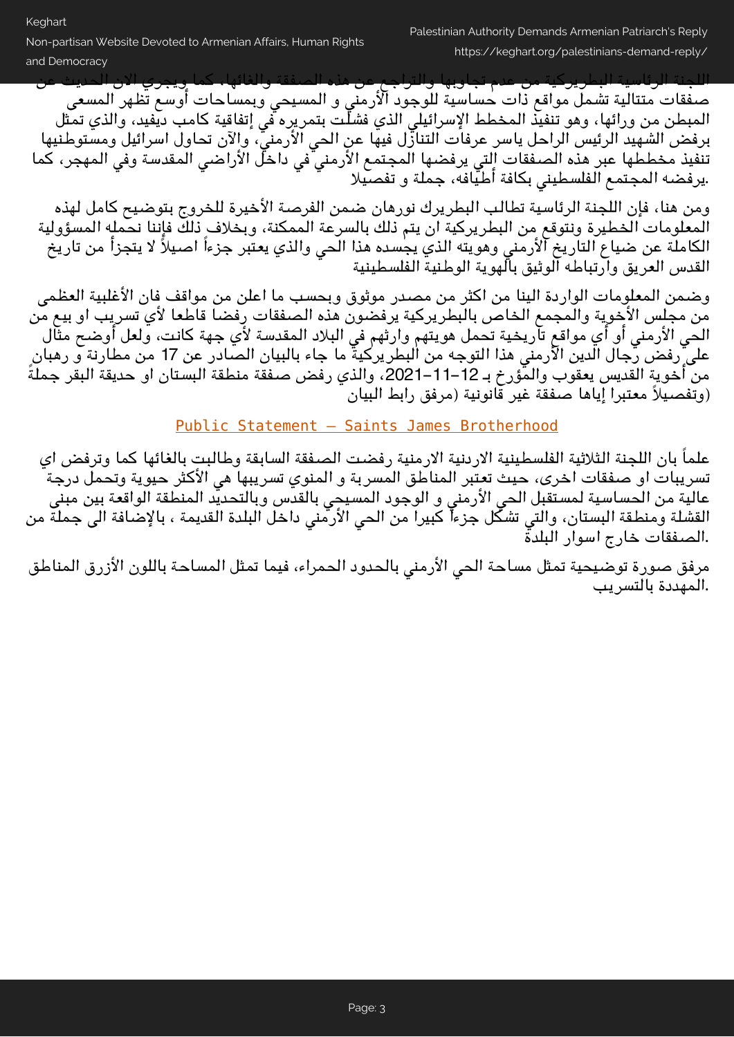اللجنة الرئاسية البطريركية من عدم تجاوبها والتراجع عن هذه الصفقة والغائها، كما ويجري الان الحديث عن صفقات متتالية تشمل مواقع ذات حساسية للوجود الأرمني و المسيحي وبمساحات أوسع تظهر المسعى المبطن من ورائها، وهو تنفيذ المخطط الإسرائيلي الذي فشلت بتمريره في إتفاقية كامب ديفيد، والذي تمثل برفض الشهيد الرئيس الراحل ياسر عرفات التنازل فيها عن الحي الأرمني، والآن تحاول اسرائيل ومستوطنيها تنفيذ مخططها عبر هذه الصفقات التي يرفضها المجتمع الأرمني في داخل الأراضي المقدسة وفي المهجر، كما يرفضه المجتمع الفلسطيني بكافة أطيافه، جملة و تفصيلا.

ومن هنا، فإن اللجنة الرئاسية تطالب البطريرك نورهان ضمن الفرصة الأخيرة للخروج بتوضيح كامل لهذه المعلومات الخطيرة ونتوقع من البطريركية ان يتم ذلك بالسرعة الممكنة، وبخلاف ذلك فإننا نحمله المسؤولية الكاملة عن ضياع التاريخ الأرمني وهويته الذي يجسده هذا الحي والذي يعتبر جزءاً اصيلاً لا يتجزأ من تاريخ القدس العريق وارتباطه الوثيق بالهوية الوطنية الفلسطينية

وضمن المعلومات الواردة الينا من اكثر من مصدر موثوق وبحسب ما اعلن من مواقف فان الأغلبية العظمى من مجلس الأخوية والمجمع الخاص بالبطريركية يرفضون هذه الصفقات رفضا قاطعا لأي تسريب او بيع من الحي الأرمني أو أي مواقع تاريخية تحمل هويتهم وارثهم في البلاد المقدسة لأي جهة كانت، ولعل أوضح مثال على رفض رجال الدين الأرمني هذا التوجه من البطريركية ما جاء بالبيان الصادر عن 17 من مطارنة و رهبان من أخوية القديس يعقوب والمؤرخ بـ 12-11-2021، والذي رفض صفقة منطقة البستان او حديقة البقر جملةً وتفصيلاً معتبرا إياها صفقة غير قانونية (مرفق رابط البيان)

Public Statement – Saints James Brotherhood

علماً بان اللجنة الثلاثية الفلسطينية الاردنية الارمنية رفضت الصفقة السابقة وطالبت بالغائها كما وترفض اي تسريبات او صفقات اخرى، حيث تعتبر المناطق المسربة و المنوي تسريبها هي الأكثر حيوية وتحمل درجة عالية من الحساسية لمستقبل الحي الأرمني و الوجود المسيحي بالقدس وبالتحديد المنطقة الواقعة بين مبنى القشلة ومنطقة البستان، والتي تشكل جزءاً كبيرا من الحي الأرمني داخل البلدة القديمة ، بالإضافة الى جملة من الصفقات خارج اسوار البلدة.

مرفق صورة توضيحية تمثل مساحة الحي الأرمني بالحدود الحمراء، فيما تمثل المساحة باللون الأزرق المناطق المهددة بالتسريب.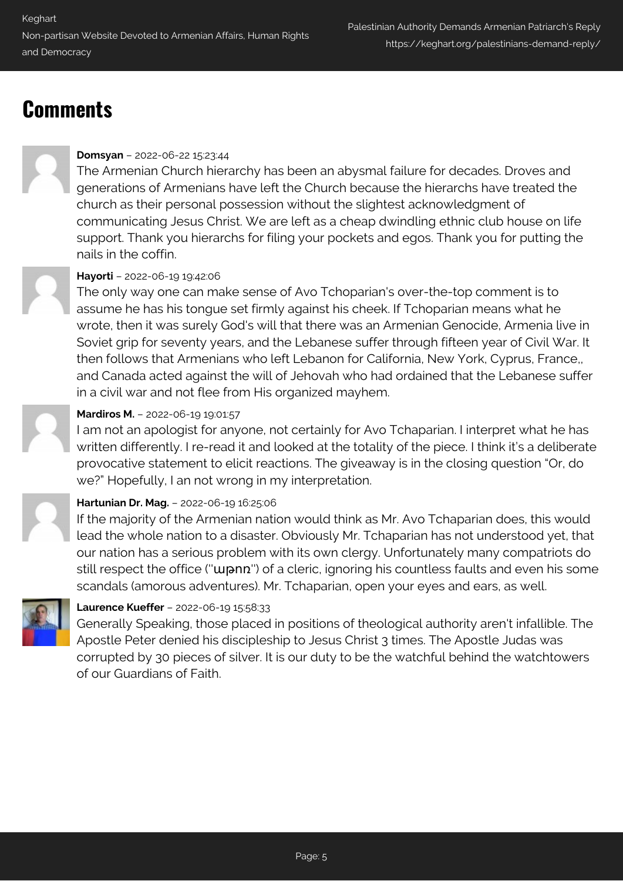## Comments

**Domsyan** – 2022-06-22 15:23:44

The Armenian Church hierarchy has been an abysmal failure for decades. Droves and generations of Armenians have left the Church because the hierarchs have treated the church as their personal possession without the slightest acknowledgment of communicating Jesus Christ. We are left as a cheap dwindling ethnic club house on life support. Thank you hierarchs for filing your pockets and egos. Thank you for putting the nails in the coffin.

**Hayorti** – 2022-06-19 19:42:06

The only way one can make sense of Avo Tchoparian's over-the-top comment is to assume he has his tongue set firmly against his cheek. If Tchoparian means what he wrote, then it was surely God's will that there was an Armenian Genocide, Armenia live in Soviet grip for seventy years, and the Lebanese suffer through fifteen year of Civil War. It then follows that Armenians who left Lebanon for California, New York, Cyprus, France,, and Canada acted against the will of Jehovah who had ordained that the Lebanese suffer in a civil war and not flee from His organized mayhem.

**Mardiros M.** – 2022-06-19 19:01:57

I am not an apologist for anyone, not certainly for Avo Tchaparian. I interpret what he has written differently. I re-read it and looked at the totality of the piece. I think it's a deliberate provocative statement to elicit reactions. The giveaway is in the closing question "Or, do we?" Hopefully, I an not wrong in my interpretation.

**Hartunian Dr. Mag.** – 2022-06-19 16:25:06

If the majority of the Armenian nation would think as Mr. Avo Tchaparian does, this would lead the whole nation to a disaster. Obviously Mr. Tchaparian has not understood yet, that our nation has a serious problem with its own clergy. Unfortunately many compatriots do still respect the office ("աթոռ") of a cleric, ignoring his countless faults and even his some scandals (amorous adventures). Mr. Tchaparian, open your eyes and ears, as well.

**Laurence Kueffer** – 2022-06-19 15:58:33

Generally Speaking, those placed in positions of theological authority aren't infallible. The Apostle Peter denied his discipleship to Jesus Christ 3 times. The Apostle Judas was corrupted by 30 pieces of silver. It is our duty to be the watchful behind the watchtowers of our Guardians of Faith.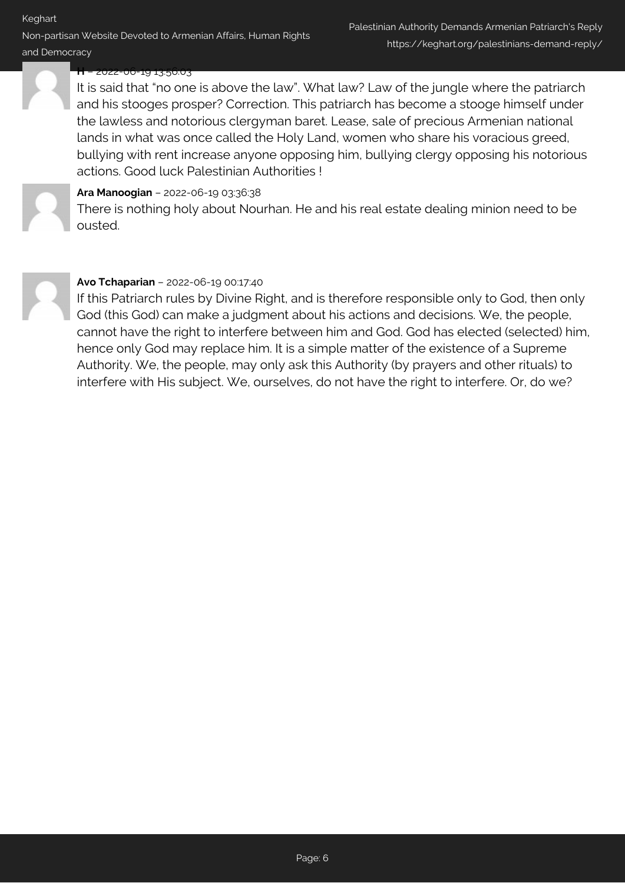**H** – 2022-06-19 13:56:03

It is said that "no one is above the law". What law? Law of the jungle where the patriarch and his stooges prosper? Correction. This patriarch has become a stooge himself under the lawless and notorious clergyman baret. Lease, sale of precious Armenian national lands in what was once called the Holy Land, women who share his voracious greed, bullying with rent increase anyone opposing him, bullying clergy opposing his notorious actions. Good luck Palestinian Authorities !

**Ara Manoogian** – 2022-06-19 03:36:38

There is nothing holy about Nourhan. He and his real estate dealing minion need to be ousted.

**Avo Tchaparian** – 2022-06-19 00:17:40

If this Patriarch rules by Divine Right, and is therefore responsible only to God, then only God (this God) can make a judgment about his actions and decisions. We, the people, cannot have the right to interfere between him and God. God has elected (selected) him, hence only God may replace him. It is a simple matter of the existence of a Supreme Authority. We, the people, may only ask this Authority (by prayers and other rituals) to interfere with His subject. We, ourselves, do not have the right to interfere. Or, do we?